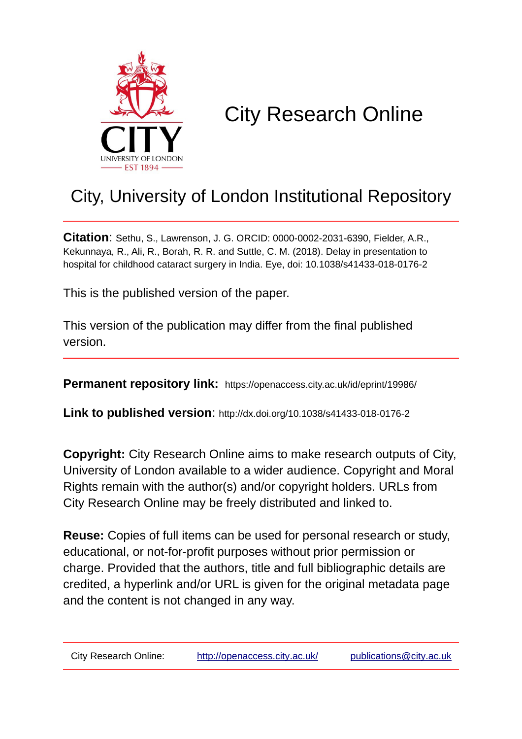# City Research Online

## City, University of London Institutional Repository

**Citation**: Sethu, S., Lawrenson, J. G. ORCID: 0000-0002-2031-6390, Fielder, A.R., Kekunnaya, R., Ali, R., Borah, R. R. and Suttle, C. M. (2018). Delay in presentation to hospital for childhood cataract surgery in India. Eye, doi: 10.1038/s41433-018-0176-2

This is the published version of the paper.

This version of the publication may differ from the final published version.

**Permanent repository link:** https://openaccess.city.ac.uk/id/eprint/19986/

**Link to published version**: http://dx.doi.org/10.1038/s41433-018-0176-2

**Copyright:** City Research Online aims to make research outputs of City, University of London available to a wider audience. Copyright and Moral Rights remain with the author(s) and/or copyright holders. URLs from City Research Online may be freely distributed and linked to.

**Reuse:** Copies of full items can be used for personal research or study, educational, or not-for-profit purposes without prior permission or charge. Provided that the authors, title and full bibliographic details are credited, a hyperlink and/or URL is given for the original metadata page and the content is not changed in any way.

City Research Online: http://openaccess.city.ac.uk/ publications@city.ac.uk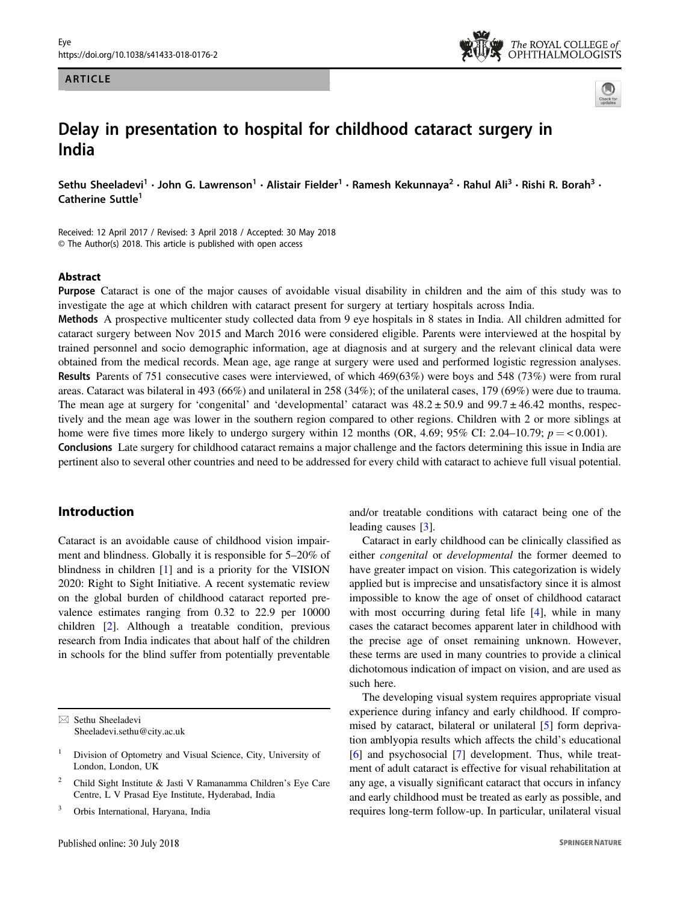# Delay in presentation to hospital for childhood cataract surgery in India

Sethu Sheeladevi[1] · John G. Lawrenson[1] · Alistair Fielder[1] · Ramesh Kekunnaya[2] · Rahul Ali[3] · Rishi R. Borah[3] · Catherine Suttle[1]

Received: 12 April 2017 / Revised: 3 April 2018 / Accepted: 30 May 2018
© The Author(s) 2018. This article is published with open access

## Abstract

**Purpose** Cataract is one of the major causes of avoidable visual disability in children and the aim of this study was to investigate the age at which children with cataract present for surgery at tertiary hospitals across India.

**Methods** A prospective multicenter study collected data from 9 eye hospitals in 8 states in India. All children admitted for cataract surgery between Nov 2015 and March 2016 were considered eligible. Parents were interviewed at the hospital by trained personnel and socio demographic information, age at diagnosis and at surgery and the relevant clinical data were obtained from the medical records. Mean age, age range at surgery were used and performed logistic regression analyses.

**Results** Parents of 751 consecutive cases were interviewed, of which 469(63%) were boys and 548 (73%) were from rural areas. Cataract was bilateral in 493 (66%) and unilateral in 258 (34%); of the unilateral cases, 179 (69%) were due to trauma. The mean age at surgery for 'congenital' and 'developmental' cataract was $48.2 \pm 50.9$ and $99.7 \pm 46.42$ months, respectively and the mean age was lower in the southern region compared to other regions. Children with 2 or more siblings at home were five times more likely to undergo surgery within 12 months (OR, 4.69; 95% CI: 2.04–10.79; $p = < 0.001$).

**Conclusions** Late surgery for childhood cataract remains a major challenge and the factors determining this issue in India are pertinent also to several other countries and need to be addressed for every child with cataract to achieve full visual potential.

## Introduction

Cataract is an avoidable cause of childhood vision impairment and blindness. Globally it is responsible for 5–20% of blindness in children [1] and is a priority for the VISION 2020: Right to Sight Initiative. A recent systematic review on the global burden of childhood cataract reported prevalence estimates ranging from 0.32 to 22.9 per 10000 children [2]. Although a treatable condition, previous research from India indicates that about half of the children in schools for the blind suffer from potentially preventable and/or treatable conditions with cataract being one of the leading causes [3].

Cataract in early childhood can be clinically classified as either *congenital* or *developmental* the former deemed to have greater impact on vision. This categorization is widely applied but is imprecise and unsatisfactory since it is almost impossible to know the age of onset of childhood cataract with most occurring during fetal life [4], while in many cases the cataract becomes apparent later in childhood with the precise age of onset remaining unknown. However, these terms are used in many countries to provide a clinical dichotomous indication of impact on vision, and are used as such here.

The developing visual system requires appropriate visual experience during infancy and early childhood. If compromised by cataract, bilateral or unilateral [5] form deprivation amblyopia results which affects the child's educational [6] and psychosocial [7] development. Thus, while treatment of adult cataract is effective for visual rehabilitation at any age, a visually significant cataract that occurs in infancy and early childhood must be treated as early as possible, and requires long-term follow-up. In particular, unilateral visual

✉ Sethu Sheeladevi
Sheeladevi.sethu@city.ac.uk

[1] Division of Optometry and Visual Science, City, University of London, London, UK

[2] Child Sight Institute & Jasti V Ramanamma Children's Eye Care Centre, L V Prasad Eye Institute, Hyderabad, India

[3] Orbis International, Haryana, India

Published online: 30 July 2018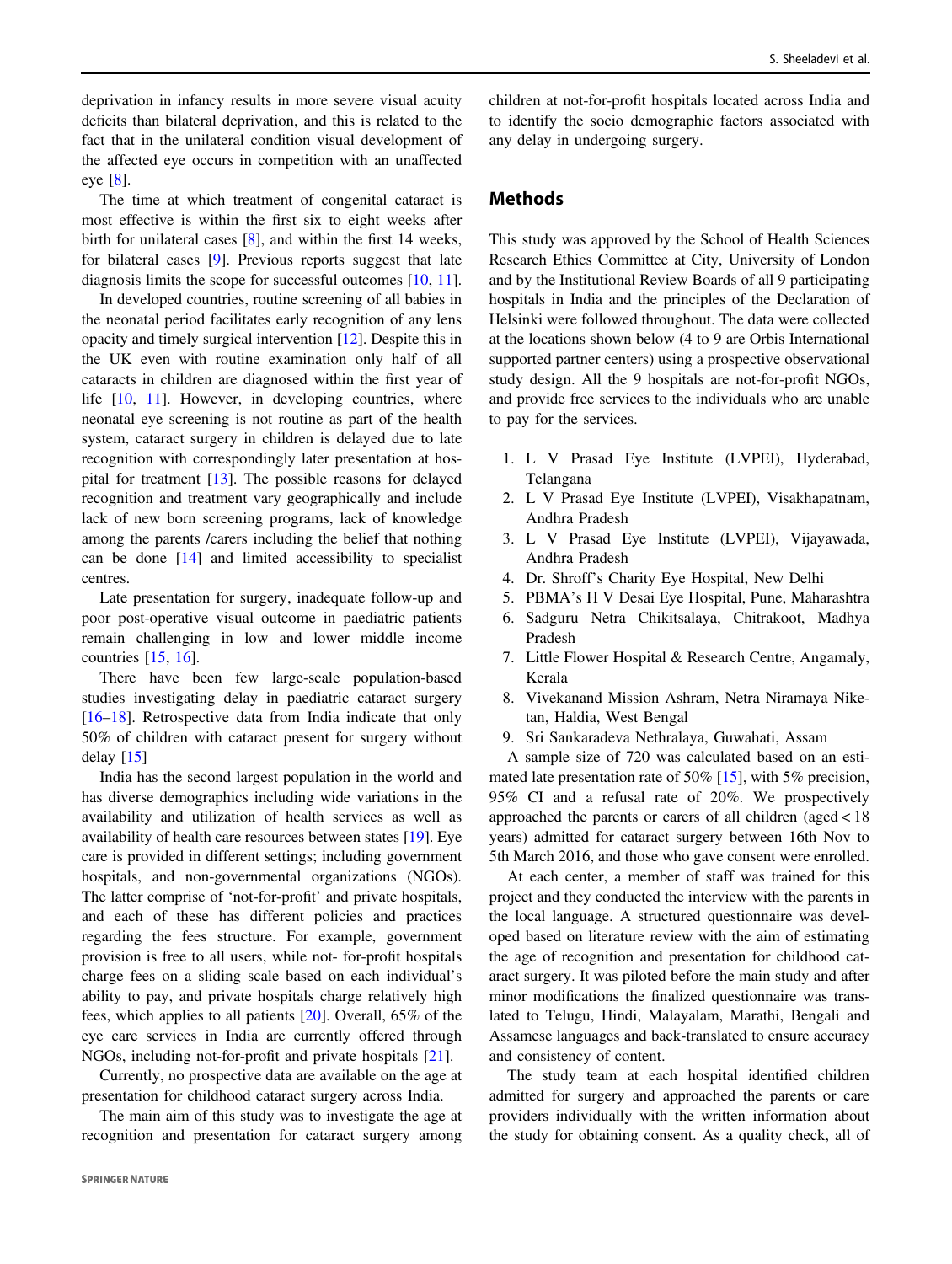deprivation in infancy results in more severe visual acuity deficits than bilateral deprivation, and this is related to the fact that in the unilateral condition visual development of the affected eye occurs in competition with an unaffected eye [8].

The time at which treatment of congenital cataract is most effective is within the first six to eight weeks after birth for unilateral cases [8], and within the first 14 weeks, for bilateral cases [9]. Previous reports suggest that late diagnosis limits the scope for successful outcomes [10, 11].

In developed countries, routine screening of all babies in the neonatal period facilitates early recognition of any lens opacity and timely surgical intervention [12]. Despite this in the UK even with routine examination only half of all cataracts in children are diagnosed within the first year of life [10, 11]. However, in developing countries, where neonatal eye screening is not routine as part of the health system, cataract surgery in children is delayed due to late recognition with correspondingly later presentation at hospital for treatment [13]. The possible reasons for delayed recognition and treatment vary geographically and include lack of new born screening programs, lack of knowledge among the parents /carers including the belief that nothing can be done [14] and limited accessibility to specialist centres.

Late presentation for surgery, inadequate follow-up and poor post-operative visual outcome in paediatric patients remain challenging in low and lower middle income countries [15, 16].

There have been few large-scale population-based studies investigating delay in paediatric cataract surgery [16–18]. Retrospective data from India indicate that only 50% of children with cataract present for surgery without delay [15]

India has the second largest population in the world and has diverse demographics including wide variations in the availability and utilization of health services as well as availability of health care resources between states [19]. Eye care is provided in different settings; including government hospitals, and non-governmental organizations (NGOs). The latter comprise of 'not-for-profit' and private hospitals, and each of these has different policies and practices regarding the fees structure. For example, government provision is free to all users, while not- for-profit hospitals charge fees on a sliding scale based on each individual's ability to pay, and private hospitals charge relatively high fees, which applies to all patients [20]. Overall, 65% of the eye care services in India are currently offered through NGOs, including not-for-profit and private hospitals [21].

Currently, no prospective data are available on the age at presentation for childhood cataract surgery across India.

The main aim of this study was to investigate the age at recognition and presentation for cataract surgery among children at not-for-profit hospitals located across India and to identify the socio demographic factors associated with any delay in undergoing surgery.

## Methods

This study was approved by the School of Health Sciences Research Ethics Committee at City, University of London and by the Institutional Review Boards of all 9 participating hospitals in India and the principles of the Declaration of Helsinki were followed throughout. The data were collected at the locations shown below (4 to 9 are Orbis International supported partner centers) using a prospective observational study design. All the 9 hospitals are not-for-profit NGOs, and provide free services to the individuals who are unable to pay for the services.

1. L V Prasad Eye Institute (LVPEI), Hyderabad, Telangana
2. L V Prasad Eye Institute (LVPEI), Visakhapatnam, Andhra Pradesh
3. L V Prasad Eye Institute (LVPEI), Vijayawada, Andhra Pradesh
4. Dr. Shroff's Charity Eye Hospital, New Delhi
5. PBMA's H V Desai Eye Hospital, Pune, Maharashtra
6. Sadguru Netra Chikitsalaya, Chitrakoot, Madhya Pradesh
7. Little Flower Hospital & Research Centre, Angamaly, Kerala
8. Vivekanand Mission Ashram, Netra Niramaya Niketan, Haldia, West Bengal
9. Sri Sankaradeva Nethralaya, Guwahati, Assam

A sample size of 720 was calculated based on an estimated late presentation rate of 50% [15], with 5% precision, 95% CI and a refusal rate of 20%. We prospectively approached the parents or carers of all children (aged < 18 years) admitted for cataract surgery between 16th Nov to 5th March 2016, and those who gave consent were enrolled.

At each center, a member of staff was trained for this project and they conducted the interview with the parents in the local language. A structured questionnaire was developed based on literature review with the aim of estimating the age of recognition and presentation for childhood cataract surgery. It was piloted before the main study and after minor modifications the finalized questionnaire was translated to Telugu, Hindi, Malayalam, Marathi, Bengali and Assamese languages and back-translated to ensure accuracy and consistency of content.

The study team at each hospital identified children admitted for surgery and approached the parents or care providers individually with the written information about the study for obtaining consent. As a quality check, all of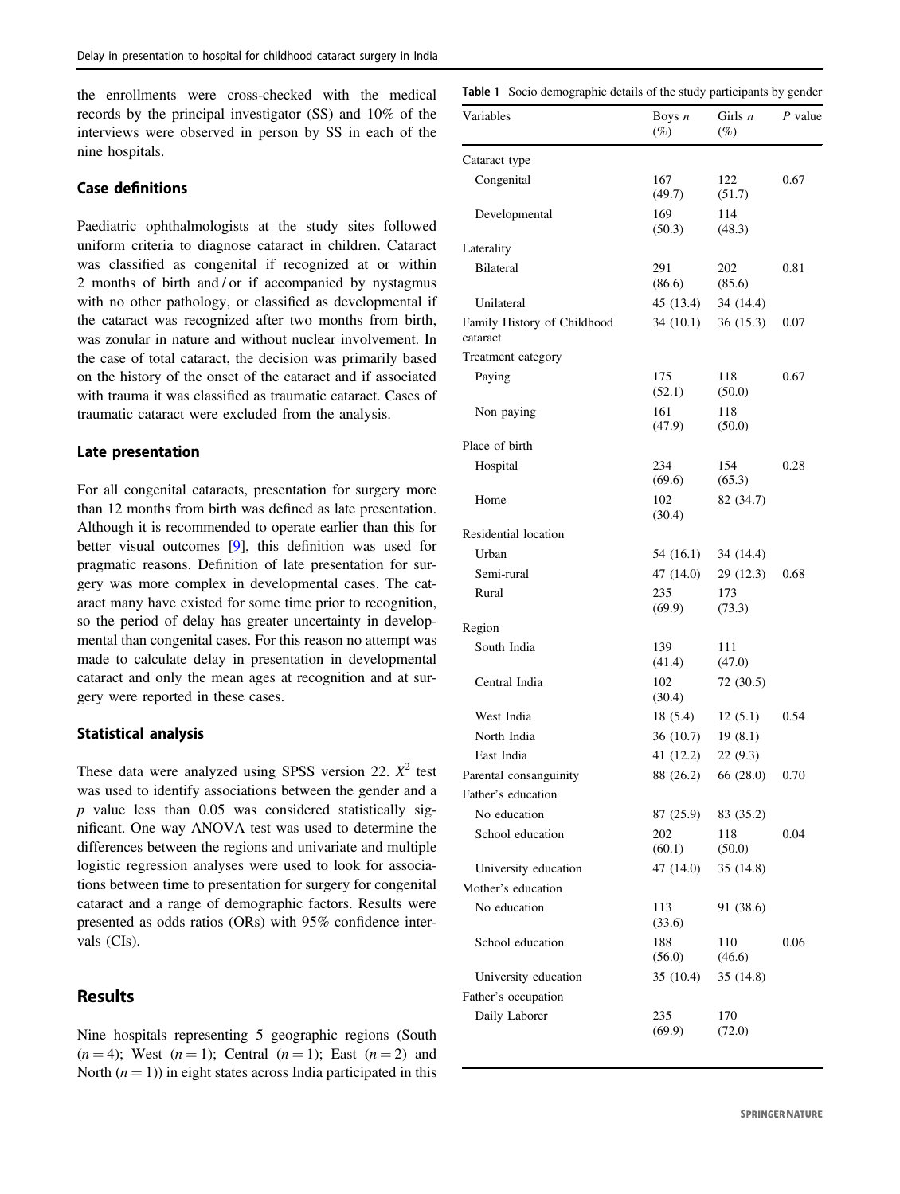the enrollments were cross-checked with the medical records by the principal investigator (SS) and 10% of the interviews were observed in person by SS in each of the nine hospitals.

### Case definitions

Paediatric ophthalmologists at the study sites followed uniform criteria to diagnose cataract in children. Cataract was classified as congenital if recognized at or within 2 months of birth and / or if accompanied by nystagmus with no other pathology, or classified as developmental if the cataract was recognized after two months from birth, was zonular in nature and without nuclear involvement. In the case of total cataract, the decision was primarily based on the history of the onset of the cataract and if associated with trauma it was classified as traumatic cataract. Cases of traumatic cataract were excluded from the analysis.

### Late presentation

For all congenital cataracts, presentation for surgery more than 12 months from birth was defined as late presentation. Although it is recommended to operate earlier than this for better visual outcomes [9], this definition was used for pragmatic reasons. Definition of late presentation for surgery was more complex in developmental cases. The cataract many have existed for some time prior to recognition, so the period of delay has greater uncertainty in developmental than congenital cases. For this reason no attempt was made to calculate delay in presentation in developmental cataract and only the mean ages at recognition and at surgery were reported in these cases.

### Statistical analysis

These data were analyzed using SPSS version 22. $X^2$ test was used to identify associations between the gender and a $p$ value less than 0.05 was considered statistically significant. One way ANOVA test was used to determine the differences between the regions and univariate and multiple logistic regression analyses were used to look for associations between time to presentation for surgery for congenital cataract and a range of demographic factors. Results were presented as odds ratios (ORs) with 95% confidence intervals (CIs).

## Results

Nine hospitals representing 5 geographic regions (South ($n = 4$); West ($n = 1$); Central ($n = 1$); East ($n = 2$) and North ($n = 1$)) in eight states across India participated in this

**Table 1** Socio demographic details of the study participants by gender

| Variables | Boys *n* (%) | Girls *n* (%) | *P* value |
|---|---|---|---|
| Cataract type | | | |
| Congenital | 167 (49.7) | 122 (51.7) | 0.67 |
| Developmental | 169 (50.3) | 114 (48.3) | |
| Laterality | | | |
| Bilateral | 291 (86.6) | 202 (85.6) | 0.81 |
| Unilateral | 45 (13.4) | 34 (14.4) | |
| Family History of Childhood cataract | 34 (10.1) | 36 (15.3) | 0.07 |
| Treatment category | | | |
| Paying | 175 (52.1) | 118 (50.0) | 0.67 |
| Non paying | 161 (47.9) | 118 (50.0) | |
| Place of birth | | | |
| Hospital | 234 (69.6) | 154 (65.3) | 0.28 |
| Home | 102 (30.4) | 82 (34.7) | |
| Residential location | | | |
| Urban | 54 (16.1) | 34 (14.4) | |
| Semi-rural | 47 (14.0) | 29 (12.3) | 0.68 |
| Rural | 235 (69.9) | 173 (73.3) | |
| Region | | | |
| South India | 139 (41.4) | 111 (47.0) | |
| Central India | 102 (30.4) | 72 (30.5) | |
| West India | 18 (5.4) | 12 (5.1) | 0.54 |
| North India | 36 (10.7) | 19 (8.1) | |
| East India | 41 (12.2) | 22 (9.3) | |
| Parental consanguinity | 88 (26.2) | 66 (28.0) | 0.70 |
| Father's education | | | |
| No education | 87 (25.9) | 83 (35.2) | |
| School education | 202 (60.1) | 118 (50.0) | 0.04 |
| University education | 47 (14.0) | 35 (14.8) | |
| Mother's education | | | |
| No education | 113 (33.6) | 91 (38.6) | |
| School education | 188 (56.0) | 110 (46.6) | 0.06 |
| University education | 35 (10.4) | 35 (14.8) | |
| Father's occupation | | | |
| Daily Laborer | 235 (69.9) | 170 (72.0) | |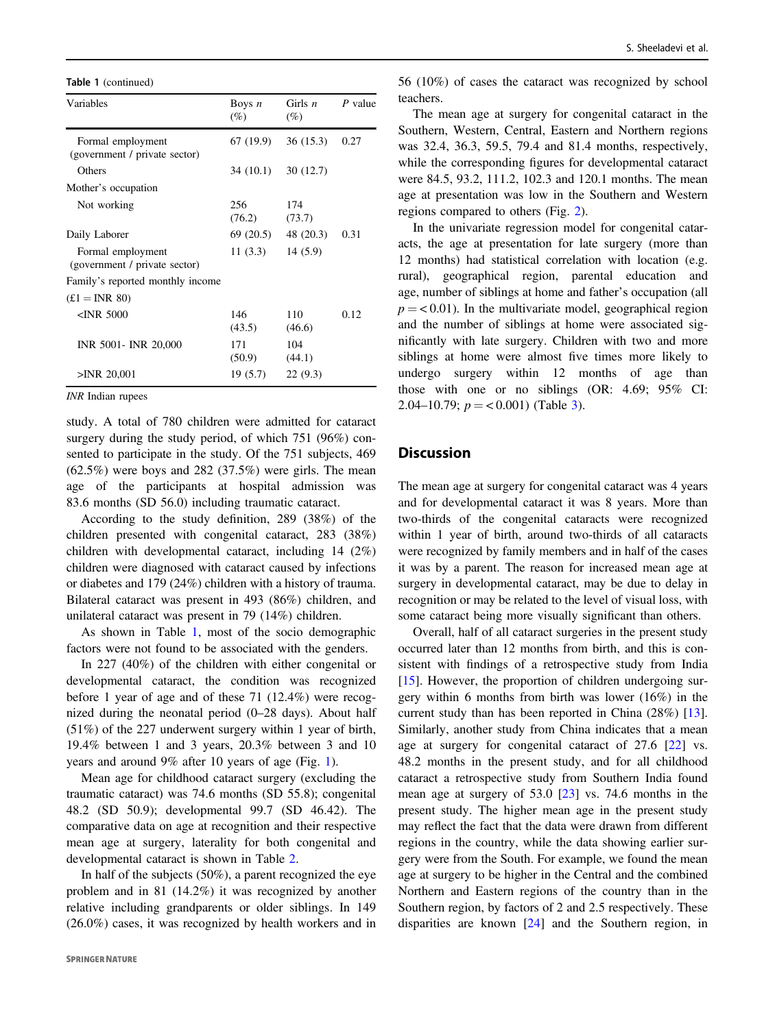**Table 1** (continued)

| Variables | Boys *n* (%) | Girls *n* (%) | *P* value |
|---|---|---|---|
| Formal employment (government / private sector) | 67 (19.9) | 36 (15.3) | 0.27 |
| Others | 34 (10.1) | 30 (12.7) | |
| Mother's occupation | | | |
| Not working | 256 (76.2) | 174 (73.7) | |
| Daily Laborer | 69 (20.5) | 48 (20.3) | 0.31 |
| Formal employment (government / private sector) | 11 (3.3) | 14 (5.9) | |
| Family's reported monthly income | | | |
| (£1 = INR 80) | | | |
| <INR 5000 | 146 (43.5) | 110 (46.6) | 0.12 |
| INR 5001- INR 20,000 | 171 (50.9) | 104 (44.1) | |
| >INR 20,001 | 19 (5.7) | 22 (9.3) | |

*INR* Indian rupees

study. A total of 780 children were admitted for cataract surgery during the study period, of which 751 (96%) consented to participate in the study. Of the 751 subjects, 469 (62.5%) were boys and 282 (37.5%) were girls. The mean age of the participants at hospital admission was 83.6 months (SD 56.0) including traumatic cataract.

According to the study definition, 289 (38%) of the children presented with congenital cataract, 283 (38%) children with developmental cataract, including 14 (2%) children were diagnosed with cataract caused by infections or diabetes and 179 (24%) children with a history of trauma. Bilateral cataract was present in 493 (86%) children, and unilateral cataract was present in 79 (14%) children.

As shown in Table 1, most of the socio demographic factors were not found to be associated with the genders.

In 227 (40%) of the children with either congenital or developmental cataract, the condition was recognized before 1 year of age and of these 71 (12.4%) were recognized during the neonatal period (0–28 days). About half (51%) of the 227 underwent surgery within 1 year of birth, 19.4% between 1 and 3 years, 20.3% between 3 and 10 years and around 9% after 10 years of age (Fig. 1).

Mean age for childhood cataract surgery (excluding the traumatic cataract) was 74.6 months (SD 55.8); congenital 48.2 (SD 50.9); developmental 99.7 (SD 46.42). The comparative data on age at recognition and their respective mean age at surgery, laterality for both congenital and developmental cataract is shown in Table 2.

In half of the subjects (50%), a parent recognized the eye problem and in 81 (14.2%) it was recognized by another relative including grandparents or older siblings. In 149 (26.0%) cases, it was recognized by health workers and in 56 (10%) of cases the cataract was recognized by school teachers.

The mean age at surgery for congenital cataract in the Southern, Western, Central, Eastern and Northern regions was 32.4, 36.3, 59.5, 79.4 and 81.4 months, respectively, while the corresponding figures for developmental cataract were 84.5, 93.2, 111.2, 102.3 and 120.1 months. The mean age at presentation was low in the Southern and Western regions compared to others (Fig. 2).

In the univariate regression model for congenital cataracts, the age at presentation for late surgery (more than 12 months) had statistical correlation with location (e.g. rural), geographical region, parental education and age, number of siblings at home and father's occupation (all $p = < 0.01$). In the multivariate model, geographical region and the number of siblings at home were associated significantly with late surgery. Children with two and more siblings at home were almost five times more likely to undergo surgery within 12 months of age than those with one or no siblings (OR: 4.69; 95% CI: 2.04–10.79; $p = < 0.001$) (Table 3).

## Discussion

The mean age at surgery for congenital cataract was 4 years and for developmental cataract it was 8 years. More than two-thirds of the congenital cataracts were recognized within 1 year of birth, around two-thirds of all cataracts were recognized by family members and in half of the cases it was by a parent. The reason for increased mean age at surgery in developmental cataract, may be due to delay in recognition or may be related to the level of visual loss, with some cataract being more visually significant than others.

Overall, half of all cataract surgeries in the present study occurred later than 12 months from birth, and this is consistent with findings of a retrospective study from India [15]. However, the proportion of children undergoing surgery within 6 months from birth was lower (16%) in the current study than has been reported in China (28%) [13]. Similarly, another study from China indicates that a mean age at surgery for congenital cataract of 27.6 [22] vs. 48.2 months in the present study, and for all childhood cataract a retrospective study from Southern India found mean age at surgery of 53.0 [23] vs. 74.6 months in the present study. The higher mean age in the present study may reflect the fact that the data were drawn from different regions in the country, while the data showing earlier surgery were from the South. For example, we found the mean age at surgery to be higher in the Central and the combined Northern and Eastern regions of the country than in the Southern region, by factors of 2 and 2.5 respectively. These disparities are known [24] and the Southern region, in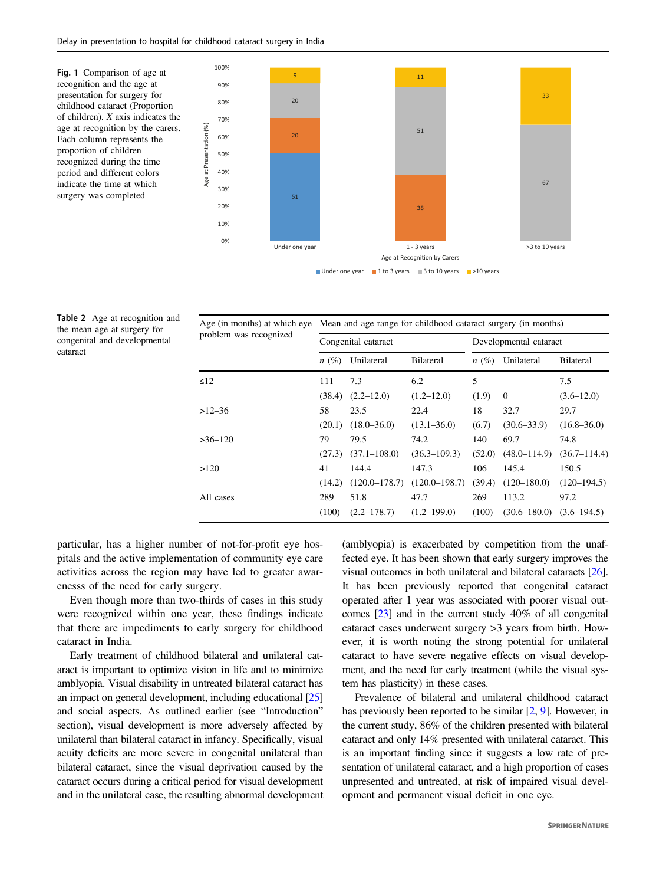**Fig. 1** Comparison of age at recognition and the age at presentation for surgery for childhood cataract (Proportion of children). *X* axis indicates the age at recognition by the carers. Each column represents the proportion of children recognized during the time period and different colors indicate the time at which surgery was completed

**Table 2** Age at recognition and the mean age at surgery for congenital and developmental cataract

| Age (in months) at which eye problem was recognized | Mean and age range for childhood cataract surgery (in months) | | | | | |
|---|---|---|---|---|---|---|
| | Congenital cataract | | | Developmental cataract | | |
| | *n* (%) | Unilateral | Bilateral | *n* (%) | Unilateral | Bilateral |
| ≤12 | 111 (38.4) | 7.3 (2.2–12.0) | 6.2 (1.2–12.0) | 5 (1.9) | 0 | 7.5 (3.6–12.0) |
| >12–36 | 58 (20.1) | 23.5 (18.0–36.0) | 22.4 (13.1–36.0) | 18 (6.7) | 32.7 (30.6–33.9) | 29.7 (16.8–36.0) |
| >36–120 | 79 (27.3) | 79.5 (37.1–108.0) | 74.2 (36.3–109.3) | 140 (52.0) | 69.7 (48.0–114.9) | 74.8 (36.7–114.4) |
| >120 | 41 (14.2) | 144.4 (120.0–178.7) | 147.3 (120.0–198.7) | 106 (39.4) | 145.4 (120–180.0) | 150.5 (120–194.5) |
| All cases | 289 (100) | 51.8 (2.2–178.7) | 47.7 (1.2–199.0) | 269 (100) | 113.2 (30.6–180.0) | 97.2 (3.6–194.5) |

particular, has a higher number of not-for-profit eye hospitals and the active implementation of community eye care activities across the region may have led to greater awarenesss of the need for early surgery.

Even though more than two-thirds of cases in this study were recognized within one year, these findings indicate that there are impediments to early surgery for childhood cataract in India.

Early treatment of childhood bilateral and unilateral cataract is important to optimize vision in life and to minimize amblyopia. Visual disability in untreated bilateral cataract has an impact on general development, including educational [25] and social aspects. As outlined earlier (see "Introduction" section), visual development is more adversely affected by unilateral than bilateral cataract in infancy. Specifically, visual acuity deficits are more severe in congenital unilateral than bilateral cataract, since the visual deprivation caused by the cataract occurs during a critical period for visual development and in the unilateral case, the resulting abnormal development (amblyopia) is exacerbated by competition from the unaffected eye. It has been shown that early surgery improves the visual outcomes in both unilateral and bilateral cataracts [26]. It has been previously reported that congenital cataract operated after 1 year was associated with poorer visual outcomes [23] and in the current study 40% of all congenital cataract cases underwent surgery >3 years from birth. However, it is worth noting the strong potential for unilateral cataract to have severe negative effects on visual development, and the need for early treatment (while the visual system has plasticity) in these cases.

Prevalence of bilateral and unilateral childhood cataract has previously been reported to be similar [2, 9]. However, in the current study, 86% of the children presented with bilateral cataract and only 14% presented with unilateral cataract. This is an important finding since it suggests a low rate of presentation of unilateral cataract, and a high proportion of cases unpresented and untreated, at risk of impaired visual development and permanent visual deficit in one eye.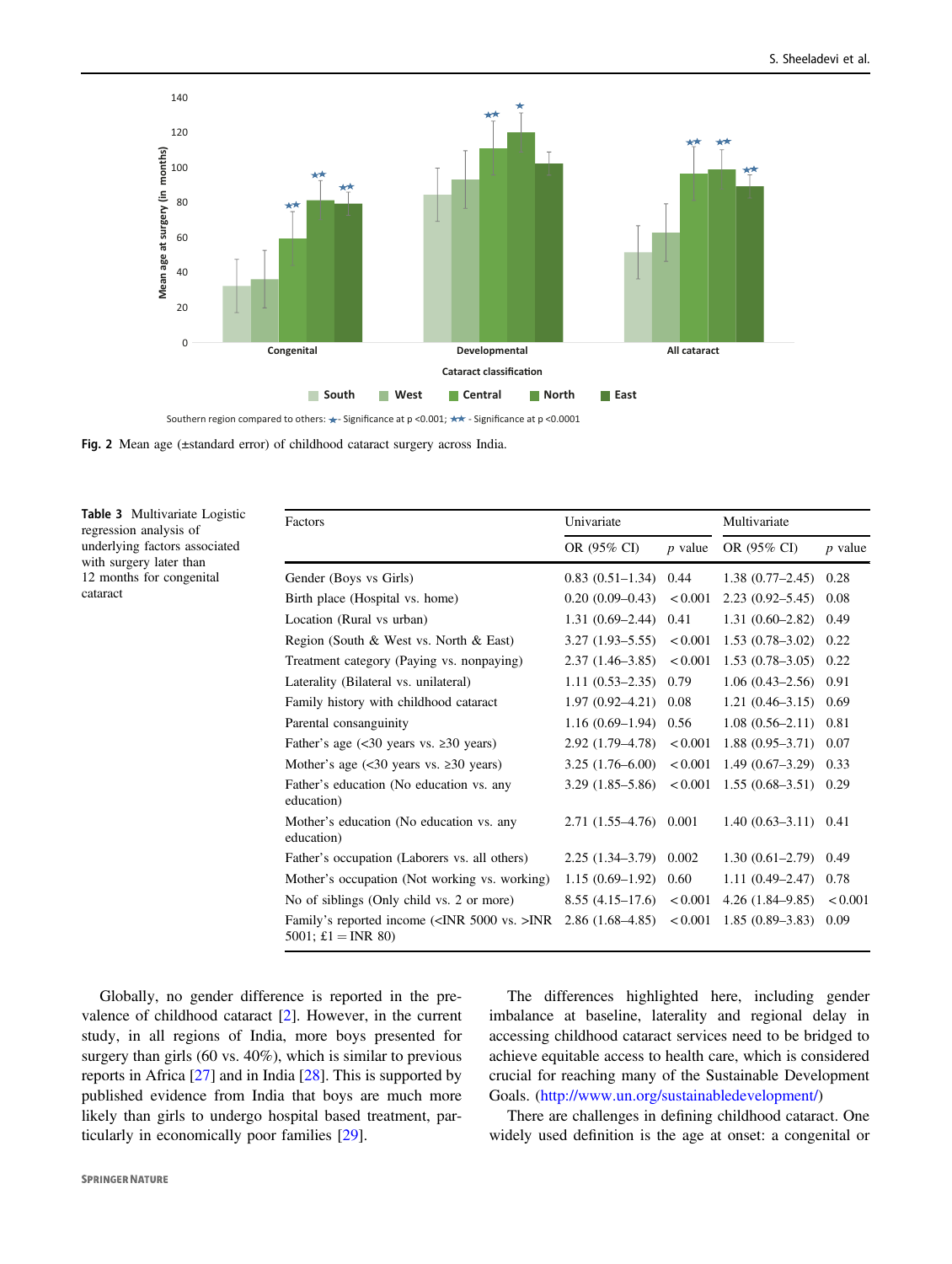Fig. 2 Mean age (±standard error) of childhood cataract surgery across India.

**Table 3** Multivariate Logistic regression analysis of underlying factors associated with surgery later than 12 months for congenital cataract

| Factors | Univariate | | Multivariate | |
|---|---|---|---|---|
| | OR (95% CI) | *p* value | OR (95% CI) | *p* value |
| Gender (Boys vs Girls) | 0.83 (0.51–1.34) | 0.44 | 1.38 (0.77–2.45) | 0.28 |
| Birth place (Hospital vs. home) | 0.20 (0.09–0.43) | <0.001 | 2.23 (0.92–5.45) | 0.08 |
| Location (Rural vs urban) | 1.31 (0.69–2.44) | 0.41 | 1.31 (0.60–2.82) | 0.49 |
| Region (South & West vs. North & East) | 3.27 (1.93–5.55) | <0.001 | 1.53 (0.78–3.02) | 0.22 |
| Treatment category (Paying vs. nonpaying) | 2.37 (1.46–3.85) | <0.001 | 1.53 (0.78–3.05) | 0.22 |
| Laterality (Bilateral vs. unilateral) | 1.11 (0.53–2.35) | 0.79 | 1.06 (0.43–2.56) | 0.91 |
| Family history with childhood cataract | 1.97 (0.92–4.21) | 0.08 | 1.21 (0.46–3.15) | 0.69 |
| Parental consanguinity | 1.16 (0.69–1.94) | 0.56 | 1.08 (0.56–2.11) | 0.81 |
| Father's age (<30 years vs. ≥30 years) | 2.92 (1.79–4.78) | <0.001 | 1.88 (0.95–3.71) | 0.07 |
| Mother's age (<30 years vs. ≥30 years) | 3.25 (1.76–6.00) | <0.001 | 1.49 (0.67–3.29) | 0.33 |
| Father's education (No education vs. any education) | 3.29 (1.85–5.86) | <0.001 | 1.55 (0.68–3.51) | 0.29 |
| Mother's education (No education vs. any education) | 2.71 (1.55–4.76) | 0.001 | 1.40 (0.63–3.11) | 0.41 |
| Father's occupation (Laborers vs. all others) | 2.25 (1.34–3.79) | 0.002 | 1.30 (0.61–2.79) | 0.49 |
| Mother's occupation (Not working vs. working) | 1.15 (0.69–1.92) | 0.60 | 1.11 (0.49–2.47) | 0.78 |
| No of siblings (Only child vs. 2 or more) | 8.55 (4.15–17.6) | <0.001 | 4.26 (1.84–9.85) | <0.001 |
| Family's reported income (<INR 5000 vs. >INR 5001; £1 = INR 80) | 2.86 (1.68–4.85) | <0.001 | 1.85 (0.89–3.83) | 0.09 |

Globally, no gender difference is reported in the prevalence of childhood cataract [2]. However, in the current study, in all regions of India, more boys presented for surgery than girls (60 vs. 40%), which is similar to previous reports in Africa [27] and in India [28]. This is supported by published evidence from India that boys are much more likely than girls to undergo hospital based treatment, particularly in economically poor families [29].

The differences highlighted here, including gender imbalance at baseline, laterality and regional delay in accessing childhood cataract services need to be bridged to achieve equitable access to health care, which is considered crucial for reaching many of the Sustainable Development Goals. (http://www.un.org/sustainabledevelopment/)

There are challenges in defining childhood cataract. One widely used definition is the age at onset: a congenital or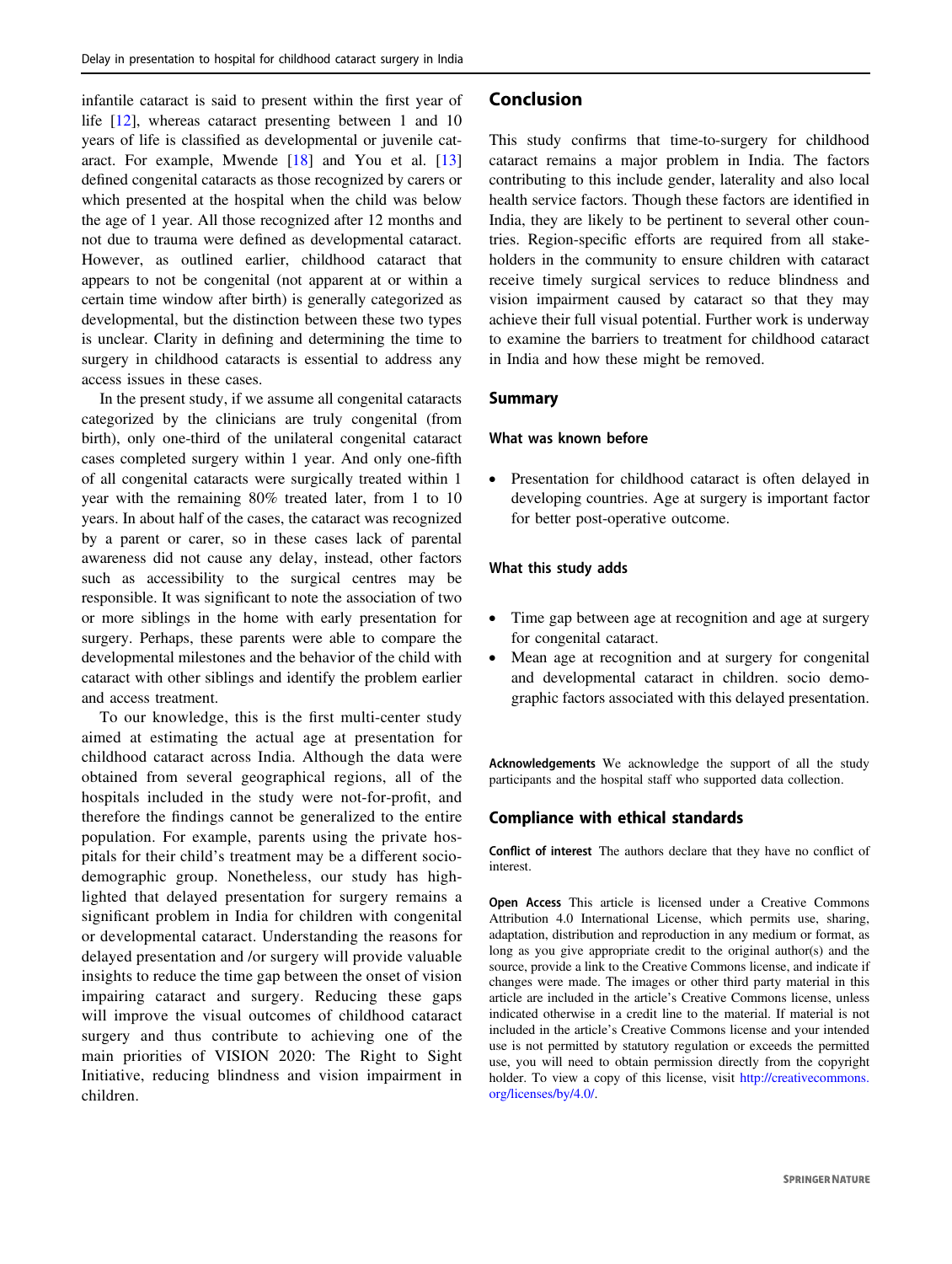infantile cataract is said to present within the first year of life [12], whereas cataract presenting between 1 and 10 years of life is classified as developmental or juvenile cataract. For example, Mwende [18] and You et al. [13] defined congenital cataracts as those recognized by carers or which presented at the hospital when the child was below the age of 1 year. All those recognized after 12 months and not due to trauma were defined as developmental cataract. However, as outlined earlier, childhood cataract that appears to not be congenital (not apparent at or within a certain time window after birth) is generally categorized as developmental, but the distinction between these two types is unclear. Clarity in defining and determining the time to surgery in childhood cataracts is essential to address any access issues in these cases.

In the present study, if we assume all congenital cataracts categorized by the clinicians are truly congenital (from birth), only one-third of the unilateral congenital cataract cases completed surgery within 1 year. And only one-fifth of all congenital cataracts were surgically treated within 1 year with the remaining 80% treated later, from 1 to 10 years. In about half of the cases, the cataract was recognized by a parent or carer, so in these cases lack of parental awareness did not cause any delay, instead, other factors such as accessibility to the surgical centres may be responsible. It was significant to note the association of two or more siblings in the home with early presentation for surgery. Perhaps, these parents were able to compare the developmental milestones and the behavior of the child with cataract with other siblings and identify the problem earlier and access treatment.

To our knowledge, this is the first multi-center study aimed at estimating the actual age at presentation for childhood cataract across India. Although the data were obtained from several geographical regions, all of the hospitals included in the study were not-for-profit, and therefore the findings cannot be generalized to the entire population. For example, parents using the private hospitals for their child's treatment may be a different socio-demographic group. Nonetheless, our study has highlighted that delayed presentation for surgery remains a significant problem in India for children with congenital or developmental cataract. Understanding the reasons for delayed presentation and /or surgery will provide valuable insights to reduce the time gap between the onset of vision impairing cataract and surgery. Reducing these gaps will improve the visual outcomes of childhood cataract surgery and thus contribute to achieving one of the main priorities of VISION 2020: The Right to Sight Initiative, reducing blindness and vision impairment in children.

## Conclusion

This study confirms that time-to-surgery for childhood cataract remains a major problem in India. The factors contributing to this include gender, laterality and also local health service factors. Though these factors are identified in India, they are likely to be pertinent to several other countries. Region-specific efforts are required from all stakeholders in the community to ensure children with cataract receive timely surgical services to reduce blindness and vision impairment caused by cataract so that they may achieve their full visual potential. Further work is underway to examine the barriers to treatment for childhood cataract in India and how these might be removed.

## Summary

### What was known before

- Presentation for childhood cataract is often delayed in developing countries. Age at surgery is important factor for better post-operative outcome.

### What this study adds

- Time gap between age at recognition and age at surgery for congenital cataract.
- Mean age at recognition and at surgery for congenital and developmental cataract in children. socio demographic factors associated with this delayed presentation.

**Acknowledgements** We acknowledge the support of all the study participants and the hospital staff who supported data collection.

## Compliance with ethical standards

**Conflict of interest** The authors declare that they have no conflict of interest.

**Open Access** This article is licensed under a Creative Commons Attribution 4.0 International License, which permits use, sharing, adaptation, distribution and reproduction in any medium or format, as long as you give appropriate credit to the original author(s) and the source, provide a link to the Creative Commons license, and indicate if changes were made. The images or other third party material in this article are included in the article's Creative Commons license, unless indicated otherwise in a credit line to the material. If material is not included in the article's Creative Commons license and your intended use is not permitted by statutory regulation or exceeds the permitted use, you will need to obtain permission directly from the copyright holder. To view a copy of this license, visit http://creativecommons.org/licenses/by/4.0/.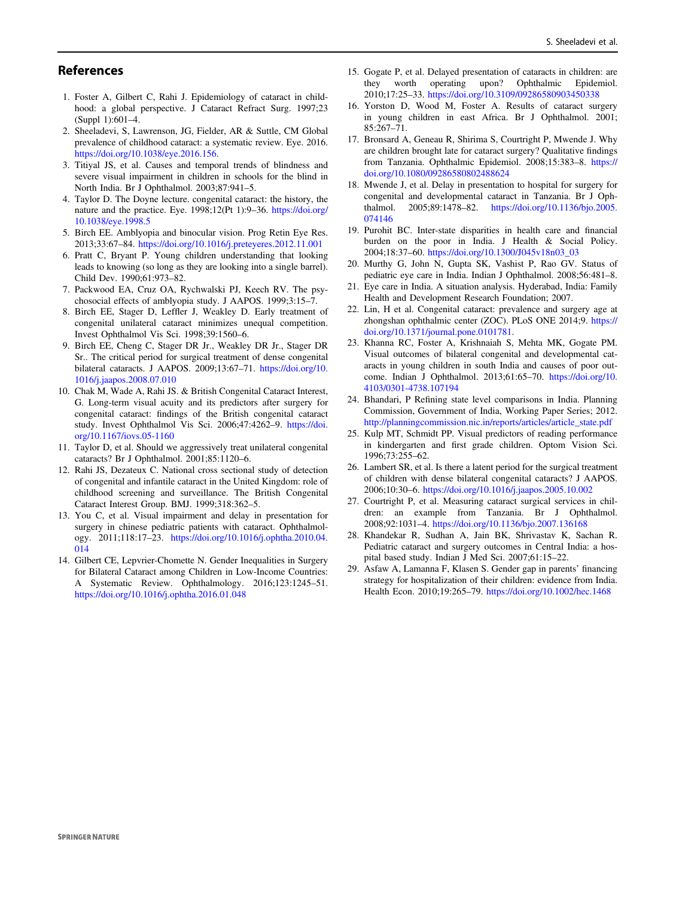## References

1. Foster A, Gilbert C, Rahi J. Epidemiology of cataract in childhood: a global perspective. J Cataract Refract Surg. 1997;23 (Suppl 1):601–4.
2. Sheeladevi, S, Lawrenson, JG, Fielder, AR & Suttle, CM Global prevalence of childhood cataract: a systematic review. Eye. 2016. https://doi.org/10.1038/eye.2016.156.
3. Titiyal JS, et al. Causes and temporal trends of blindness and severe visual impairment in children in schools for the blind in North India. Br J Ophthalmol. 2003;87:941–5.
4. Taylor D. The Doyne lecture. congenital cataract: the history, the nature and the practice. Eye. 1998;12(Pt 1):9–36. https://doi.org/10.1038/eye.1998.5
5. Birch EE. Amblyopia and binocular vision. Prog Retin Eye Res. 2013;33:67–84. https://doi.org/10.1016/j.preteyeres.2012.11.001
6. Pratt C, Bryant P. Young children understanding that looking leads to knowing (so long as they are looking into a single barrel). Child Dev. 1990;61:973–82.
7. Packwood EA, Cruz OA, Rychwalski PJ, Keech RV. The psychosocial effects of amblyopia study. J AAPOS. 1999;3:15–7.
8. Birch EE, Stager D, Leffler J, Weakley D. Early treatment of congenital unilateral cataract minimizes unequal competition. Invest Ophthalmol Vis Sci. 1998;39:1560–6.
9. Birch EE, Cheng C, Stager DR Jr., Weakley DR Jr., Stager DR Sr.. The critical period for surgical treatment of dense congenital bilateral cataracts. J AAPOS. 2009;13:67–71. https://doi.org/10.1016/j.jaapos.2008.07.010
10. Chak M, Wade A, Rahi JS. & British Congenital Cataract Interest, G. Long-term visual acuity and its predictors after surgery for congenital cataract: findings of the British congenital cataract study. Invest Ophthalmol Vis Sci. 2006;47:4262–9. https://doi.org/10.1167/iovs.05-1160
11. Taylor D, et al. Should we aggressively treat unilateral congenital cataracts? Br J Ophthalmol. 2001;85:1120–6.
12. Rahi JS, Dezateux C. National cross sectional study of detection of congenital and infantile cataract in the United Kingdom: role of childhood screening and surveillance. The British Congenital Cataract Interest Group. BMJ. 1999;318:362–5.
13. You C, et al. Visual impairment and delay in presentation for surgery in chinese pediatric patients with cataract. Ophthalmology. 2011;118:17–23. https://doi.org/10.1016/j.ophtha.2010.04.014
14. Gilbert CE, Lepvrier-Chomette N. Gender Inequalities in Surgery for Bilateral Cataract among Children in Low-Income Countries: A Systematic Review. Ophthalmology. 2016;123:1245–51. https://doi.org/10.1016/j.ophtha.2016.01.048
15. Gogate P, et al. Delayed presentation of cataracts in children: are they worth operating upon? Ophthalmic Epidemiol. 2010;17:25–33. https://doi.org/10.3109/09286580903450338
16. Yorston D, Wood M, Foster A. Results of cataract surgery in young children in east Africa. Br J Ophthalmol. 2001; 85:267–71.
17. Bronsard A, Geneau R, Shirima S, Courtright P, Mwende J. Why are children brought late for cataract surgery? Qualitative findings from Tanzania. Ophthalmic Epidemiol. 2008;15:383–8. https://doi.org/10.1080/09286580802488624
18. Mwende J, et al. Delay in presentation to hospital for surgery for congenital and developmental cataract in Tanzania. Br J Ophthalmol. 2005;89:1478–82. https://doi.org/10.1136/bjo.2005.074146
19. Purohit BC. Inter-state disparities in health care and financial burden on the poor in India. J Health & Social Policy. 2004;18:37–60. https://doi.org/10.1300/J045v18n03_03
20. Murthy G, John N, Gupta SK, Vashist P, Rao GV. Status of pediatric eye care in India. Indian J Ophthalmol. 2008;56:481–8.
21. Eye care in India. A situation analysis. Hyderabad, India: Family Health and Development Research Foundation; 2007.
22. Lin, H et al. Congenital cataract: prevalence and surgery age at zhongshan ophthalmic center (ZOC). PLoS ONE 2014;9. https://doi.org/10.1371/journal.pone.0101781.
23. Khanna RC, Foster A, Krishnaiah S, Mehta MK, Gogate PM. Visual outcomes of bilateral congenital and developmental cataracts in young children in south India and causes of poor outcome. Indian J Ophthalmol. 2013;61:65–70. https://doi.org/10.4103/0301-4738.107194
24. Bhandari, P Refining state level comparisons in India. Planning Commission, Government of India, Working Paper Series; 2012. http://planningcommission.nic.in/reports/articles/article_state.pdf
25. Kulp MT, Schmidt PP. Visual predictors of reading performance in kindergarten and first grade children. Optom Vision Sci. 1996;73:255–62.
26. Lambert SR, et al. Is there a latent period for the surgical treatment of children with dense bilateral congenital cataracts? J AAPOS. 2006;10:30–6. https://doi.org/10.1016/j.jaapos.2005.10.002
27. Courtright P, et al. Measuring cataract surgical services in children: an example from Tanzania. Br J Ophthalmol. 2008;92:1031–4. https://doi.org/10.1136/bjo.2007.136168
28. Khandekar R, Sudhan A, Jain BK, Shrivastav K, Sachan R. Pediatric cataract and surgery outcomes in Central India: a hospital based study. Indian J Med Sci. 2007;61:15–22.
29. Asfaw A, Lamanna F, Klasen S. Gender gap in parents' financing strategy for hospitalization of their children: evidence from India. Health Econ. 2010;19:265–79. https://doi.org/10.1002/hec.1468